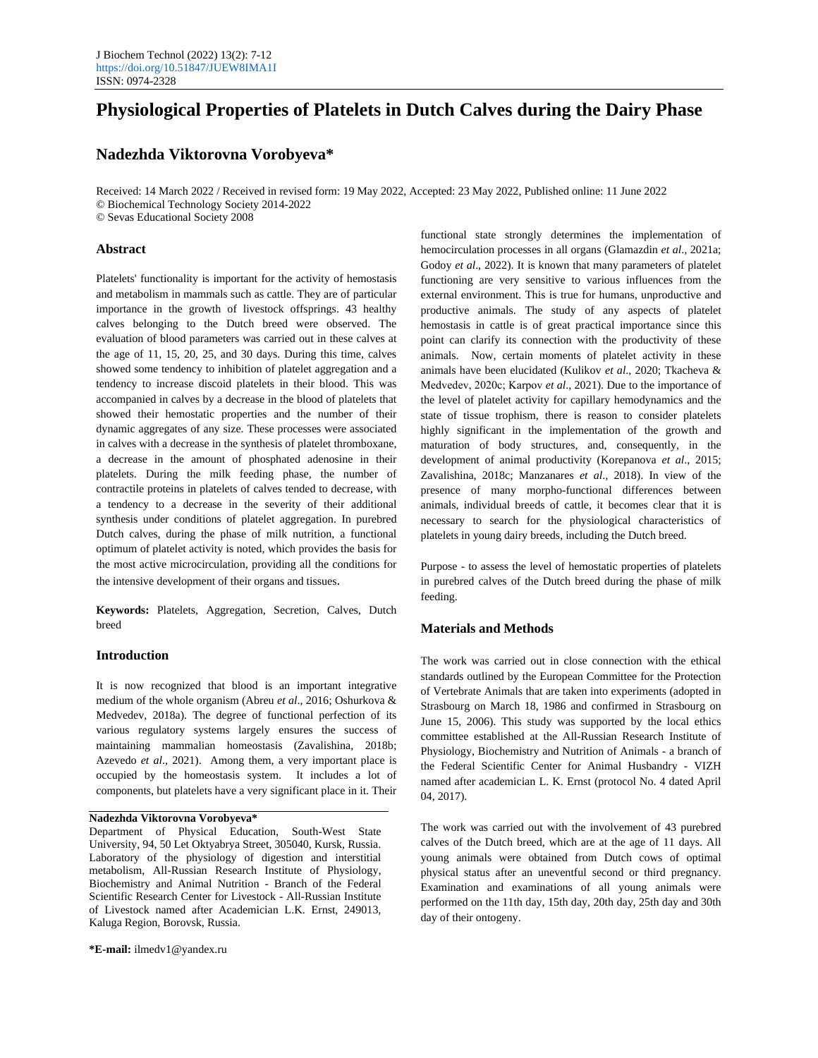# Physiological Properties of Platelets in Dutch Calves during the Dairy Phase

## Nadezhda Viktorovna Vorobyeva*

Received: 14 March 2022 / Received in revised form: 19 May 2022, Accepted: 23 May 2022, Published online: 11 June 2022
© Biochemical Technology Society 2014-2022
© Sevas Educational Society 2008

## Abstract

Platelets' functionality is important for the activity of hemostasis and metabolism in mammals such as cattle. They are of particular importance in the growth of livestock offsprings. 43 healthy calves belonging to the Dutch breed were observed. The evaluation of blood parameters was carried out in these calves at the age of 11, 15, 20, 25, and 30 days. During this time, calves showed some tendency to inhibition of platelet aggregation and a tendency to increase discoid platelets in their blood. This was accompanied in calves by a decrease in the blood of platelets that showed their hemostatic properties and the number of their dynamic aggregates of any size. These processes were associated in calves with a decrease in the synthesis of platelet thromboxane, a decrease in the amount of phosphated adenosine in their platelets. During the milk feeding phase, the number of contractile proteins in platelets of calves tended to decrease, with a tendency to a decrease in the severity of their additional synthesis under conditions of platelet aggregation. In purebred Dutch calves, during the phase of milk nutrition, a functional optimum of platelet activity is noted, which provides the basis for the most active microcirculation, providing all the conditions for the intensive development of their organs and tissues.

**Keywords:** Platelets, Aggregation, Secretion, Calves, Dutch breed

## Introduction

It is now recognized that blood is an important integrative medium of the whole organism (Abreu *et al*., 2016; Oshurkova & Medvedev, 2018a). The degree of functional perfection of its various regulatory systems largely ensures the success of maintaining mammalian homeostasis (Zavalishina, 2018b; Azevedo *et al*., 2021). Among them, a very important place is occupied by the homeostasis system. It includes a lot of components, but platelets have a very significant place in it. Their functional state strongly determines the implementation of hemocirculation processes in all organs (Glamazdin *et al*., 2021a; Godoy *et al*., 2022). It is known that many parameters of platelet functioning are very sensitive to various influences from the external environment. This is true for humans, unproductive and productive animals. The study of any aspects of platelet hemostasis in cattle is of great practical importance since this point can clarify its connection with the productivity of these animals. Now, certain moments of platelet activity in these animals have been elucidated (Kulikov *et al*., 2020; Tkacheva & Medvedev, 2020c; Karpov *et al*., 2021). Due to the importance of the level of platelet activity for capillary hemodynamics and the state of tissue trophism, there is reason to consider platelets highly significant in the implementation of the growth and maturation of body structures, and, consequently, in the development of animal productivity (Korepanova *et al*., 2015; Zavalishina, 2018c; Manzanares *et al*., 2018). In view of the presence of many morpho-functional differences between animals, individual breeds of cattle, it becomes clear that it is necessary to search for the physiological characteristics of platelets in young dairy breeds, including the Dutch breed.

Purpose - to assess the level of hemostatic properties of platelets in purebred calves of the Dutch breed during the phase of milk feeding.

## Materials and Methods

The work was carried out in close connection with the ethical standards outlined by the European Committee for the Protection of Vertebrate Animals that are taken into experiments (adopted in Strasbourg on March 18, 1986 and confirmed in Strasbourg on June 15, 2006). This study was supported by the local ethics committee established at the All-Russian Research Institute of Physiology, Biochemistry and Nutrition of Animals - a branch of the Federal Scientific Center for Animal Husbandry - VIZH named after academician L. K. Ernst (protocol No. 4 dated April 04, 2017).

The work was carried out with the involvement of 43 purebred calves of the Dutch breed, which are at the age of 11 days. All young animals were obtained from Dutch cows of optimal physical status after an uneventful second or third pregnancy. Examination and examinations of all young animals were performed on the 11th day, 15th day, 20th day, 25th day and 30th day of their ontogeny.

---

**Nadezhda Viktorovna Vorobyeva***

Department of Physical Education, South-West State University, 94, 50 Let Oktyabrya Street, 305040, Kursk, Russia. Laboratory of the physiology of digestion and interstitial metabolism, All-Russian Research Institute of Physiology, Biochemistry and Animal Nutrition - Branch of the Federal Scientific Research Center for Livestock - All-Russian Institute of Livestock named after Academician L.K. Ernst, 249013, Kaluga Region, Borovsk, Russia.

***E-mail:** ilmedv1@yandex.ru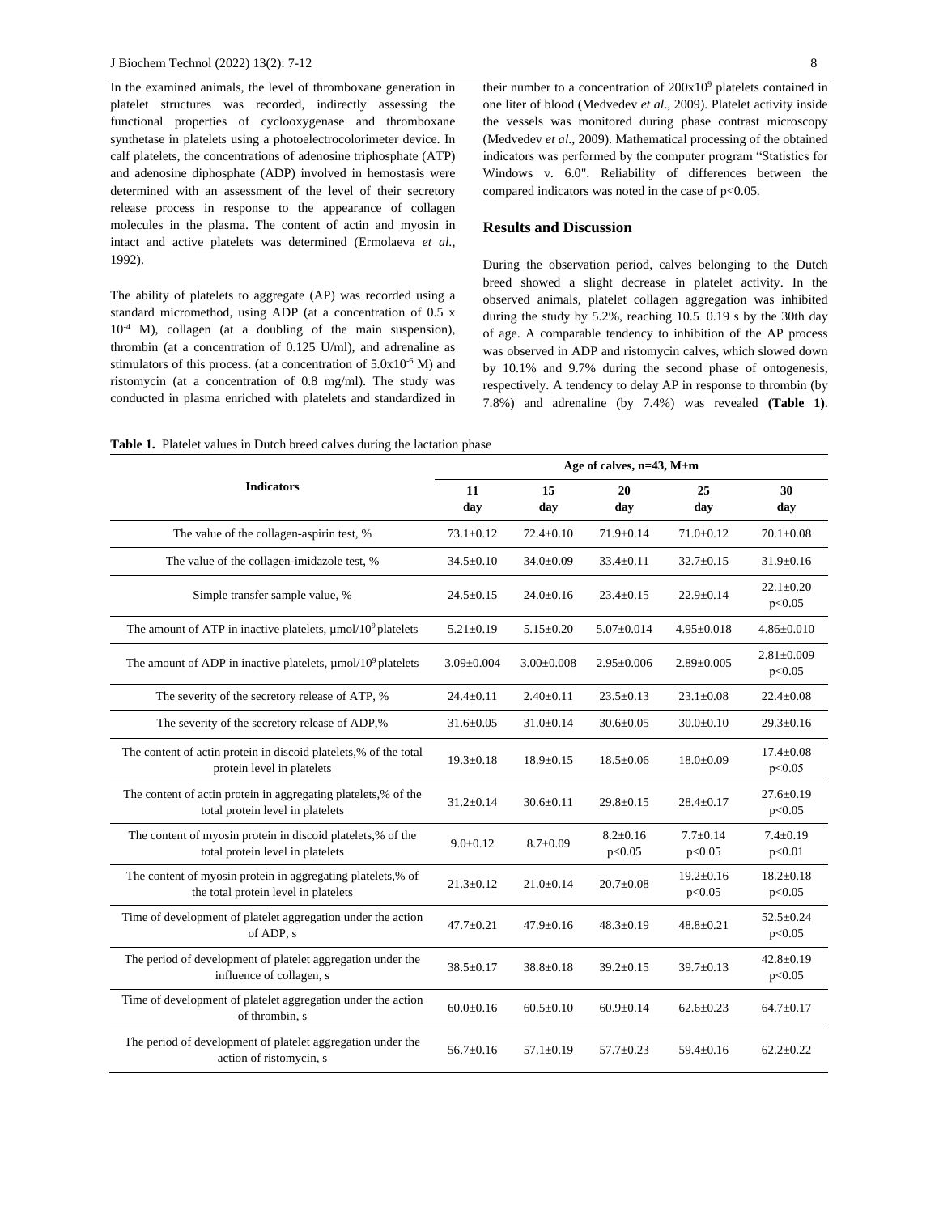In the examined animals, the level of thromboxane generation in platelet structures was recorded, indirectly assessing the functional properties of cyclooxygenase and thromboxane synthetase in platelets using a photoelectrocolorimeter device. In calf platelets, the concentrations of adenosine triphosphate (ATP) and adenosine diphosphate (ADP) involved in hemostasis were determined with an assessment of the level of their secretory release process in response to the appearance of collagen molecules in the plasma. The content of actin and myosin in intact and active platelets was determined (Ermolaeva *et al*., 1992).

The ability of platelets to aggregate (AP) was recorded using a standard micromethod, using ADP (at a concentration of 0.5 x $10^{-4}$ M), collagen (at a doubling of the main suspension), thrombin (at a concentration of 0.125 U/ml), and adrenaline as stimulators of this process. (at a concentration of $5.0 \times 10^{-6}$ M) and ristomycin (at a concentration of 0.8 mg/ml). The study was conducted in plasma enriched with platelets and standardized in their number to a concentration of $200 \times 10^9$ platelets contained in one liter of blood (Medvedev *et al*., 2009). Platelet activity inside the vessels was monitored during phase contrast microscopy (Medvedev *et al*., 2009). Mathematical processing of the obtained indicators was performed by the computer program "Statistics for Windows v. 6.0". Reliability of differences between the compared indicators was noted in the case of $p<0.05$.

## Results and Discussion

During the observation period, calves belonging to the Dutch breed showed a slight decrease in platelet activity. In the observed animals, platelet collagen aggregation was inhibited during the study by 5.2%, reaching 10.5±0.19 s by the 30th day of age. A comparable tendency to inhibition of the AP process was observed in ADP and ristomycin calves, which slowed down by 10.1% and 9.7% during the second phase of ontogenesis, respectively. A tendency to delay AP in response to thrombin (by 7.8%) and adrenaline (by 7.4%) was revealed **(Table 1)**.

**Table 1.** Platelet values in Dutch breed calves during the lactation phase

| Indicators | Age of calves, n=43, M±m | | | | |
|---|---|---|---|---|---|
| | **11 day** | **15 day** | **20 day** | **25 day** | **30 day** |
| The value of the collagen-aspirin test, % | 73.1±0.12 | 72.4±0.10 | 71.9±0.14 | 71.0±0.12 | 70.1±0.08 |
| The value of the collagen-imidazole test, % | 34.5±0.10 | 34.0±0.09 | 33.4±0.11 | 32.7±0.15 | 31.9±0.16 |
| Simple transfer sample value, % | 24.5±0.15 | 24.0±0.16 | 23.4±0.15 | 22.9±0.14 | 22.1±0.20 $p<0.05$ |
| The amount of ATP in inactive platelets, µmol/$10^9$ platelets | 5.21±0.19 | 5.15±0.20 | 5.07±0.014 | 4.95±0.018 | 4.86±0.010 |
| The amount of ADP in inactive platelets, µmol/$10^9$ platelets | 3.09±0.004 | 3.00±0.008 | 2.95±0.006 | 2.89±0.005 | 2.81±0.009 $p<0.05$ |
| The severity of the secretory release of ATP, % | 24.4±0.11 | 2.40±0.11 | 23.5±0.13 | 23.1±0.08 | 22.4±0.08 |
| The severity of the secretory release of ADP,% | 31.6±0.05 | 31.0±0.14 | 30.6±0.05 | 30.0±0.10 | 29.3±0.16 |
| The content of actin protein in discoid platelets,% of the total protein level in platelets | 19.3±0.18 | 18.9±0.15 | 18.5±0.06 | 18.0±0.09 | 17.4±0.08 $p<0.05$ |
| The content of actin protein in aggregating platelets,% of the total protein level in platelets | 31.2±0.14 | 30.6±0.11 | 29.8±0.15 | 28.4±0.17 | 27.6±0.19 $p<0.05$ |
| The content of myosin protein in discoid platelets,% of the total protein level in platelets | 9.0±0.12 | 8.7±0.09 | 8.2±0.16 $p<0.05$ | 7.7±0.14 $p<0.05$ | 7.4±0.19 $p<0.01$ |
| The content of myosin protein in aggregating platelets,% of the total protein level in platelets | 21.3±0.12 | 21.0±0.14 | 20.7±0.08 | 19.2±0.16 $p<0.05$ | 18.2±0.18 $p<0.05$ |
| Time of development of platelet aggregation under the action of ADP, s | 47.7±0.21 | 47.9±0.16 | 48.3±0.19 | 48.8±0.21 | 52.5±0.24 $p<0.05$ |
| The period of development of platelet aggregation under the influence of collagen, s | 38.5±0.17 | 38.8±0.18 | 39.2±0.15 | 39.7±0.13 | 42.8±0.19 $p<0.05$ |
| Time of development of platelet aggregation under the action of thrombin, s | 60.0±0.16 | 60.5±0.10 | 60.9±0.14 | 62.6±0.23 | 64.7±0.17 |
| The period of development of platelet aggregation under the action of ristomycin, s | 56.7±0.16 | 57.1±0.19 | 57.7±0.23 | 59.4±0.16 | 62.2±0.22 |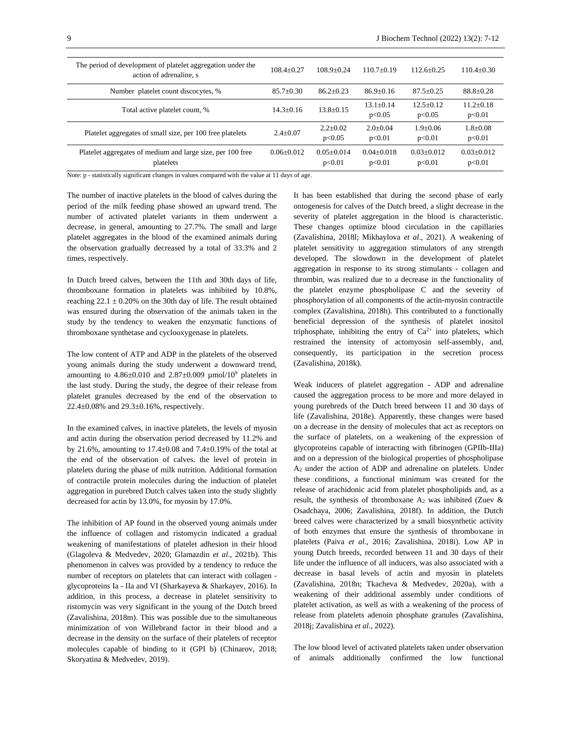| | | | | | |
|---|---|---|---|---|---|
| The period of development of platelet aggregation under the action of adrenaline, s | 108.4±0.27 | 108.9±0.24 | 110.7±0.19 | 112.6±0.25 | 110.4±0.30 |
| Number platelet count discocytes, % | 85.7±0.30 | 86.2±0.23 | 86.9±0.16 | 87.5±0.25 | 88.8±0.28 |
| Total active platelet count, % | 14.3±0.16 | 13.8±0.15 | 13.1±0.14 p<0.05 | 12.5±0.12 p<0.05 | 11.2±0.18 p<0.01 |
| Platelet aggregates of small size, per 100 free platelets | 2.4±0.07 | 2.2±0.02 p<0.05 | 2.0±0.04 p<0.01 | 1.9±0.06 p<0.01 | 1.8±0.08 p<0.01 |
| Platelet aggregates of medium and large size, per 100 free platelets | 0.06±0.012 | 0.05±0.014 p<0.01 | 0.04±0.018 p<0.01 | 0.03±0.012 p<0.01 | 0.03±0.012 p<0.01 |

Note: p - statistically significant changes in values compared with the value at 11 days of age.

The number of inactive platelets in the blood of calves during the period of the milk feeding phase showed an upward trend. The number of activated platelet variants in them underwent a decrease, in general, amounting to 27.7%. The small and large platelet aggregates in the blood of the examined animals during the observation gradually decreased by a total of 33.3% and 2 times, respectively.

In Dutch breed calves, between the 11th and 30th days of life, thromboxane formation in platelets was inhibited by 10.8%, reaching 22.1 ± 0.20% on the 30th day of life. The result obtained was ensured during the observation of the animals taken in the study by the tendency to weaken the enzymatic functions of thromboxane synthetase and cyclooxygenase in platelets.

The low content of ATP and ADP in the platelets of the observed young animals during the study underwent a downward trend, amounting to 4.86±0.010 and 2.87±0.009 μmol/$10^9$ platelets in the last study. During the study, the degree of their release from platelet granules decreased by the end of the observation to 22.4±0.08% and 29.3±0.16%, respectively.

In the examined calves, in inactive platelets, the levels of myosin and actin during the observation period decreased by 11.2% and by 21.6%, amounting to 17.4±0.08 and 7.4±0.19% of the total at the end of the observation of calves. the level of protein in platelets during the phase of milk nutrition. Additional formation of contractile protein molecules during the induction of platelet aggregation in purebred Dutch calves taken into the study slightly decreased for actin by 13.0%, for myosin by 17.0%.

The inhibition of AP found in the observed young animals under the influence of collagen and ristomycin indicated a gradual weakening of manifestations of platelet adhesion in their blood (Glagoleva & Medvedev, 2020; Glamazdin *et al*., 2021b). This phenomenon in calves was provided by a tendency to reduce the number of receptors on platelets that can interact with collagen - glycoproteins Ia - IIa and VI (Sharkayeva & Sharkayev, 2016). In addition, in this process, a decrease in platelet sensitivity to ristomycin was very significant in the young of the Dutch breed (Zavalishina, 2018m). This was possible due to the simultaneous minimization of von Willebrand factor in their blood and a decrease in the density on the surface of their platelets of receptor molecules capable of binding to it (GPI b) (Chinarov, 2018; Skoryatina & Medvedev, 2019).

It has been established that during the second phase of early ontogenesis for calves of the Dutch breed, a slight decrease in the severity of platelet aggregation in the blood is characteristic. These changes optimize blood circulation in the capillaries (Zavalishina, 2018l; Mikhaylova *et al*., 2021). A weakening of platelet sensitivity to aggregation stimulators of any strength developed. The slowdown in the development of platelet aggregation in response to its strong stimulants - collagen and thrombin, was realized due to a decrease in the functionality of the platelet enzyme phospholipase C and the severity of phosphorylation of all components of the actin-myosin contractile complex (Zavalishina, 2018h). This contributed to a functionally beneficial depression of the synthesis of platelet inositol triphosphate, inhibiting the entry of $Ca^{2+}$ into platelets, which restrained the intensity of actomyosin self-assembly, and, consequently, its participation in the secretion process (Zavalishina, 2018k).

Weak inducers of platelet aggregation - ADP and adrenaline caused the aggregation process to be more and more delayed in young purebreds of the Dutch breed between 11 and 30 days of life (Zavalishina, 2018e). Apparently, these changes were based on a decrease in the density of molecules that act as receptors on the surface of platelets, on a weakening of the expression of glycoproteins capable of interacting with fibrinogen (GPIIb-IIIa) and on a depression of the biological properties of phospholipase $A_2$ under the action of ADP and adrenaline on platelets. Under these conditions, a functional minimum was created for the release of arachidonic acid from platelet phospholipids and, as a result, the synthesis of thromboxane $A_2$ was inhibited (Zuev & Osadchaya, 2006; Zavalishina, 2018f). In addition, the Dutch breed calves were characterized by a small biosynthetic activity of both enzymes that ensure the synthesis of thromboxane in platelets (Paiva *et al*., 2016; Zavalishina, 2018i). Low AP in young Dutch breeds, recorded between 11 and 30 days of their life under the influence of all inducers, was also associated with a decrease in basal levels of actin and myosin in platelets (Zavalishina, 2018n; Tkacheva & Medvedev, 2020a), with a weakening of their additional assembly under conditions of platelet activation, as well as with a weakening of the process of release from platelets adenoin phosphate granules (Zavalishina, 2018j; Zavalishina *et al*., 2022).

The low blood level of activated platelets taken under observation of animals additionally confirmed the low functional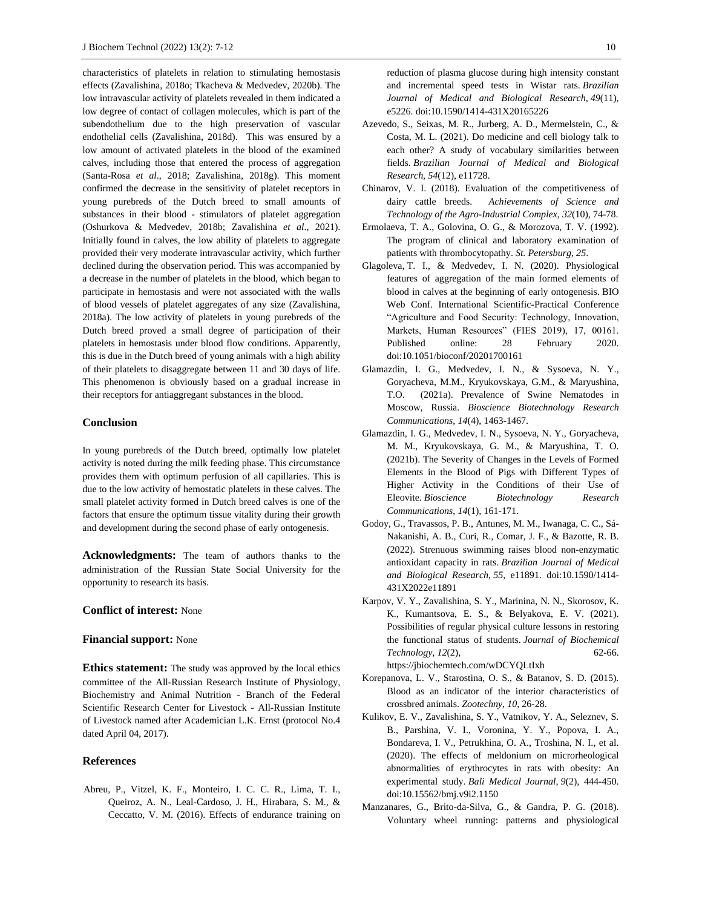characteristics of platelets in relation to stimulating hemostasis effects (Zavalishina, 2018o; Tkacheva & Medvedev, 2020b). The low intravascular activity of platelets revealed in them indicated a low degree of contact of collagen molecules, which is part of the subendothelium due to the high preservation of vascular endothelial cells (Zavalishina, 2018d). This was ensured by a low amount of activated platelets in the blood of the examined calves, including those that entered the process of aggregation (Santa-Rosa *et al*., 2018; Zavalishina, 2018g). This moment confirmed the decrease in the sensitivity of platelet receptors in young purebreds of the Dutch breed to small amounts of substances in their blood - stimulators of platelet aggregation (Oshurkova & Medvedev, 2018b; Zavalishina *et al*., 2021). Initially found in calves, the low ability of platelets to aggregate provided their very moderate intravascular activity, which further declined during the observation period. This was accompanied by a decrease in the number of platelets in the blood, which began to participate in hemostasis and were not associated with the walls of blood vessels of platelet aggregates of any size (Zavalishina, 2018a). The low activity of platelets in young purebreds of the Dutch breed proved a small degree of participation of their platelets in hemostasis under blood flow conditions. Apparently, this is due in the Dutch breed of young animals with a high ability of their platelets to disaggregate between 11 and 30 days of life. This phenomenon is obviously based on a gradual increase in their receptors for antiaggregant substances in the blood.

## Conclusion

In young purebreds of the Dutch breed, optimally low platelet activity is noted during the milk feeding phase. This circumstance provides them with optimum perfusion of all capillaries. This is due to the low activity of hemostatic platelets in these calves. The small platelet activity formed in Dutch breed calves is one of the factors that ensure the optimum tissue vitality during their growth and development during the second phase of early ontogenesis.

**Acknowledgments:** The team of authors thanks to the administration of the Russian State Social University for the opportunity to research its basis.

**Conflict of interest:** None

**Financial support:** None

**Ethics statement:** The study was approved by the local ethics committee of the All-Russian Research Institute of Physiology, Biochemistry and Animal Nutrition - Branch of the Federal Scientific Research Center for Livestock - All-Russian Institute of Livestock named after Academician L.K. Ernst (protocol No.4 dated April 04, 2017).

## References

Abreu, P., Vitzel, K. F., Monteiro, I. C. C. R., Lima, T. I., Queiroz, A. N., Leal-Cardoso, J. H., Hirabara, S. M., & Ceccatto, V. M. (2016). Effects of endurance training on reduction of plasma glucose during high intensity constant and incremental speed tests in Wistar rats. *Brazilian Journal of Medical and Biological Research*, *49*(11), e5226. doi:10.1590/1414-431X20165226

Azevedo, S., Seixas, M. R., Jurberg, A. D., Mermelstein, C., & Costa, M. L. (2021). Do medicine and cell biology talk to each other? A study of vocabulary similarities between fields. *Brazilian Journal of Medical and Biological Research*, *54*(12), e11728.

Chinarov, V. I. (2018). Evaluation of the competitiveness of dairy cattle breeds. *Achievements of Science and Technology of the Agro-Industrial Complex*, *32*(10), 74-78.

Ermolaeva, T. A., Golovina, O. G., & Morozova, T. V. (1992). The program of clinical and laboratory examination of patients with thrombocytopathy. *St. Petersburg*, *25*.

Glagoleva, T. I., & Medvedev, I. N. (2020). Physiological features of aggregation of the main formed elements of blood in calves at the beginning of early ontogenesis. BIO Web Conf. International Scientific-Practical Conference "Agriculture and Food Security: Technology, Innovation, Markets, Human Resources" (FIES 2019), 17, 00161. Published online: 28 February 2020. doi:10.1051/bioconf/20201700161

Glamazdin, I. G., Medvedev, I. N., & Sysoeva, N. Y., Goryacheva, M.M., Kryukovskaya, G.M., & Maryushina, T.O. (2021a). Prevalence of Swine Nematodes in Moscow, Russia. *Bioscience Biotechnology Research Communications*, *14*(4), 1463-1467.

Glamazdin, I. G., Medvedev, I. N., Sysoeva, N. Y., Goryacheva, M. M., Kryukovskaya, G. M., & Maryushina, T. O. (2021b). The Severity of Changes in the Levels of Formed Elements in the Blood of Pigs with Different Types of Higher Activity in the Conditions of their Use of Eleovite. *Bioscience Biotechnology Research Communications*, *14*(1), 161-171.

Godoy, G., Travassos, P. B., Antunes, M. M., Iwanaga, C. C., Sá-Nakanishi, A. B., Curi, R., Comar, J. F., & Bazotte, R. B. (2022). Strenuous swimming raises blood non-enzymatic antioxidant capacity in rats. *Brazilian Journal of Medical and Biological Research*, *55*, e11891. doi:10.1590/1414-431X2022e11891

Karpov, V. Y., Zavalishina, S. Y., Marinina, N. N., Skorosov, K. K., Kumantsova, E. S., & Belyakova, E. V. (2021). Possibilities of regular physical culture lessons in restoring the functional status of students. *Journal of Biochemical Technology*, *12*(2), 62-66. https://jbiochemtech.com/wDCYQLtIxh

Korepanova, L. V., Starostina, O. S., & Batanov, S. D. (2015). Blood as an indicator of the interior characteristics of crossbred animals. *Zootechny*, *10*, 26-28.

Kulikov, E. V., Zavalishina, S. Y., Vatnikov, Y. A., Seleznev, S. B., Parshina, V. I., Voronina, Y. Y., Popova, I. A., Bondareva, I. V., Petrukhina, O. A., Troshina, N. I., et al. (2020). The effects of meldonium on microrheological abnormalities of erythrocytes in rats with obesity: An experimental study. *Bali Medical Journal*, *9*(2), 444-450. doi:10.15562/bmj.v9i2.1150

Manzanares, G., Brito-da-Silva, G., & Gandra, P. G. (2018). Voluntary wheel running: patterns and physiological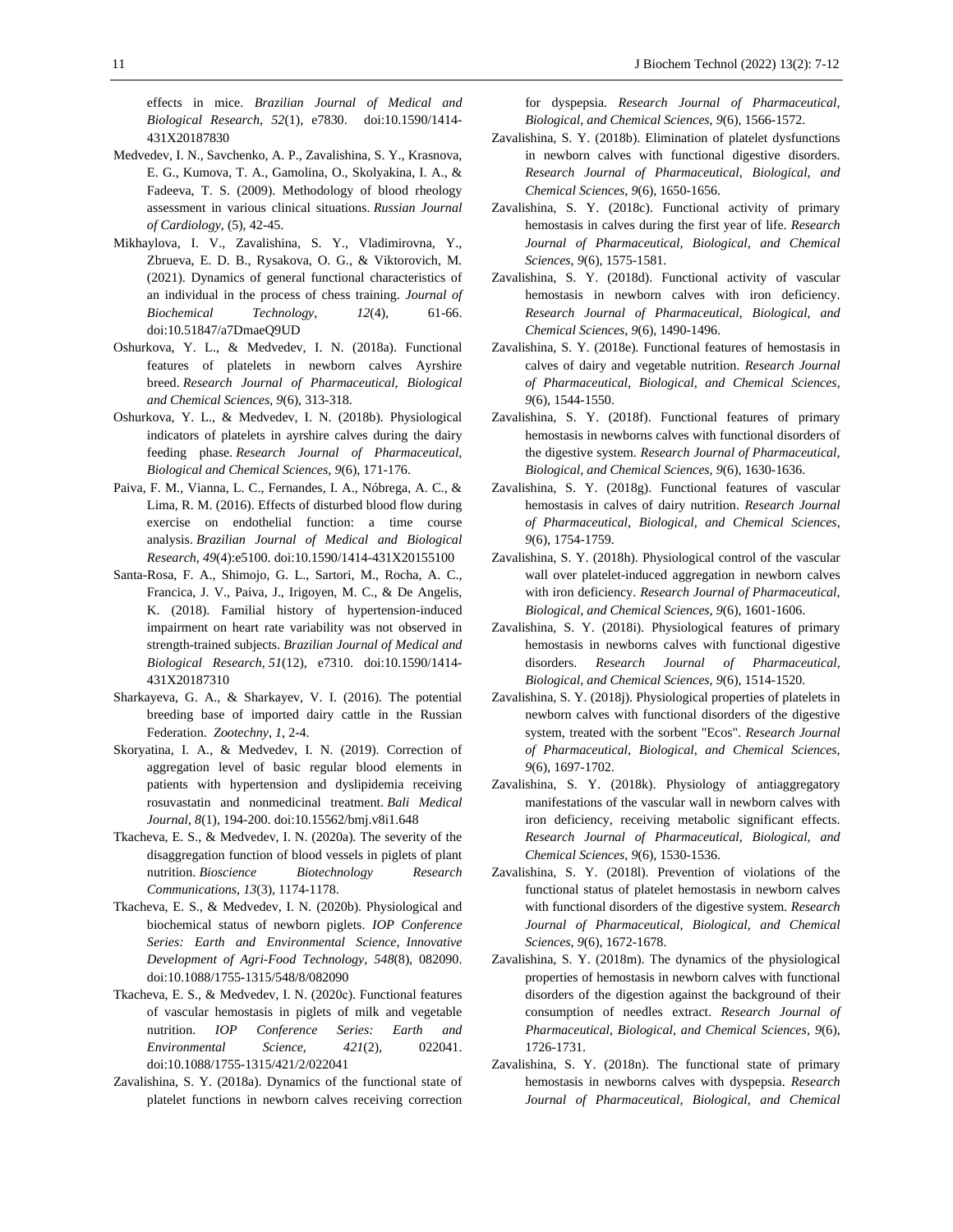effects in mice. *Brazilian Journal of Medical and Biological Research*, *52*(1), e7830. doi:10.1590/1414-431X20187830

Medvedev, I. N., Savchenko, A. P., Zavalishina, S. Y., Krasnova, E. G., Kumova, T. A., Gamolina, O., Skolyakina, I. A., & Fadeeva, T. S. (2009). Methodology of blood rheology assessment in various clinical situations. *Russian Journal of Cardiology*, (5), 42-45.

Mikhaylova, I. V., Zavalishina, S. Y., Vladimirovna, Y., Zbrueva, E. D. B., Rysakova, O. G., & Viktorovich, M. (2021). Dynamics of general functional characteristics of an individual in the process of chess training. *Journal of Biochemical Technology*, *12*(4), 61-66. doi:10.51847/a7DmaeQ9UD

Oshurkova, Y. L., & Medvedev, I. N. (2018a). Functional features of platelets in newborn calves Ayrshire breed. *Research Journal of Pharmaceutical, Biological and Chemical Sciences*, *9*(6), 313-318.

Oshurkova, Y. L., & Medvedev, I. N. (2018b). Physiological indicators of platelets in ayrshire calves during the dairy feeding phase. *Research Journal of Pharmaceutical, Biological and Chemical Sciences*, *9*(6), 171-176.

Paiva, F. M., Vianna, L. C., Fernandes, I. A., Nóbrega, A. C., & Lima, R. M. (2016). Effects of disturbed blood flow during exercise on endothelial function: a time course analysis. *Brazilian Journal of Medical and Biological Research*, *49*(4):e5100. doi:10.1590/1414-431X20155100

Santa-Rosa, F. A., Shimojo, G. L., Sartori, M., Rocha, A. C., Francica, J. V., Paiva, J., Irigoyen, M. C., & De Angelis, K. (2018). Familial history of hypertension-induced impairment on heart rate variability was not observed in strength-trained subjects. *Brazilian Journal of Medical and Biological Research*, *51*(12), e7310. doi:10.1590/1414-431X20187310

Sharkayeva, G. A., & Sharkayev, V. I. (2016). The potential breeding base of imported dairy cattle in the Russian Federation. *Zootechny*, *1*, 2-4.

Skoryatina, I. A., & Medvedev, I. N. (2019). Correction of aggregation level of basic regular blood elements in patients with hypertension and dyslipidemia receiving rosuvastatin and nonmedicinal treatment. *Bali Medical Journal*, *8*(1), 194-200. doi:10.15562/bmj.v8i1.648

Tkacheva, E. S., & Medvedev, I. N. (2020a). The severity of the disaggregation function of blood vessels in piglets of plant nutrition. *Bioscience Biotechnology Research Communications*, *13*(3), 1174-1178.

Tkacheva, E. S., & Medvedev, I. N. (2020b). Physiological and biochemical status of newborn piglets. *IOP Conference Series: Earth and Environmental Science, Innovative Development of Agri-Food Technology*, *548*(8), 082090. doi:10.1088/1755-1315/548/8/082090

Tkacheva, E. S., & Medvedev, I. N. (2020c). Functional features of vascular hemostasis in piglets of milk and vegetable nutrition. *IOP Conference Series: Earth and Environmental Science*, *421*(2), 022041. doi:10.1088/1755-1315/421/2/022041

Zavalishina, S. Y. (2018a). Dynamics of the functional state of platelet functions in newborn calves receiving correction for dyspepsia. *Research Journal of Pharmaceutical, Biological, and Chemical Sciences*, *9*(6), 1566-1572.

Zavalishina, S. Y. (2018b). Elimination of platelet dysfunctions in newborn calves with functional digestive disorders. *Research Journal of Pharmaceutical, Biological, and Chemical Sciences*, *9*(6), 1650-1656.

Zavalishina, S. Y. (2018c). Functional activity of primary hemostasis in calves during the first year of life. *Research Journal of Pharmaceutical, Biological, and Chemical Sciences*, *9*(6), 1575-1581.

Zavalishina, S. Y. (2018d). Functional activity of vascular hemostasis in newborn calves with iron deficiency. *Research Journal of Pharmaceutical, Biological, and Chemical Sciences*, *9*(6), 1490-1496.

Zavalishina, S. Y. (2018e). Functional features of hemostasis in calves of dairy and vegetable nutrition. *Research Journal of Pharmaceutical, Biological, and Chemical Sciences*, *9*(6), 1544-1550.

Zavalishina, S. Y. (2018f). Functional features of primary hemostasis in newborns calves with functional disorders of the digestive system. *Research Journal of Pharmaceutical, Biological, and Chemical Sciences*, *9*(6), 1630-1636.

Zavalishina, S. Y. (2018g). Functional features of vascular hemostasis in calves of dairy nutrition. *Research Journal of Pharmaceutical, Biological, and Chemical Sciences*, *9*(6), 1754-1759.

Zavalishina, S. Y. (2018h). Physiological control of the vascular wall over platelet-induced aggregation in newborn calves with iron deficiency. *Research Journal of Pharmaceutical, Biological, and Chemical Sciences*, *9*(6), 1601-1606.

Zavalishina, S. Y. (2018i). Physiological features of primary hemostasis in newborns calves with functional digestive disorders. *Research Journal of Pharmaceutical, Biological, and Chemical Sciences*, *9*(6), 1514-1520.

Zavalishina, S. Y. (2018j). Physiological properties of platelets in newborn calves with functional disorders of the digestive system, treated with the sorbent "Ecos". *Research Journal of Pharmaceutical, Biological, and Chemical Sciences*, *9*(6), 1697-1702.

Zavalishina, S. Y. (2018k). Physiology of antiaggregatory manifestations of the vascular wall in newborn calves with iron deficiency, receiving metabolic significant effects. *Research Journal of Pharmaceutical, Biological, and Chemical Sciences*, *9*(6), 1530-1536.

Zavalishina, S. Y. (2018l). Prevention of violations of the functional status of platelet hemostasis in newborn calves with functional disorders of the digestive system. *Research Journal of Pharmaceutical, Biological, and Chemical Sciences*, *9*(6), 1672-1678.

Zavalishina, S. Y. (2018m). The dynamics of the physiological properties of hemostasis in newborn calves with functional disorders of the digestion against the background of their consumption of needles extract. *Research Journal of Pharmaceutical, Biological, and Chemical Sciences*, *9*(6), 1726-1731.

Zavalishina, S. Y. (2018n). The functional state of primary hemostasis in newborns calves with dyspepsia. *Research Journal of Pharmaceutical, Biological, and Chemical*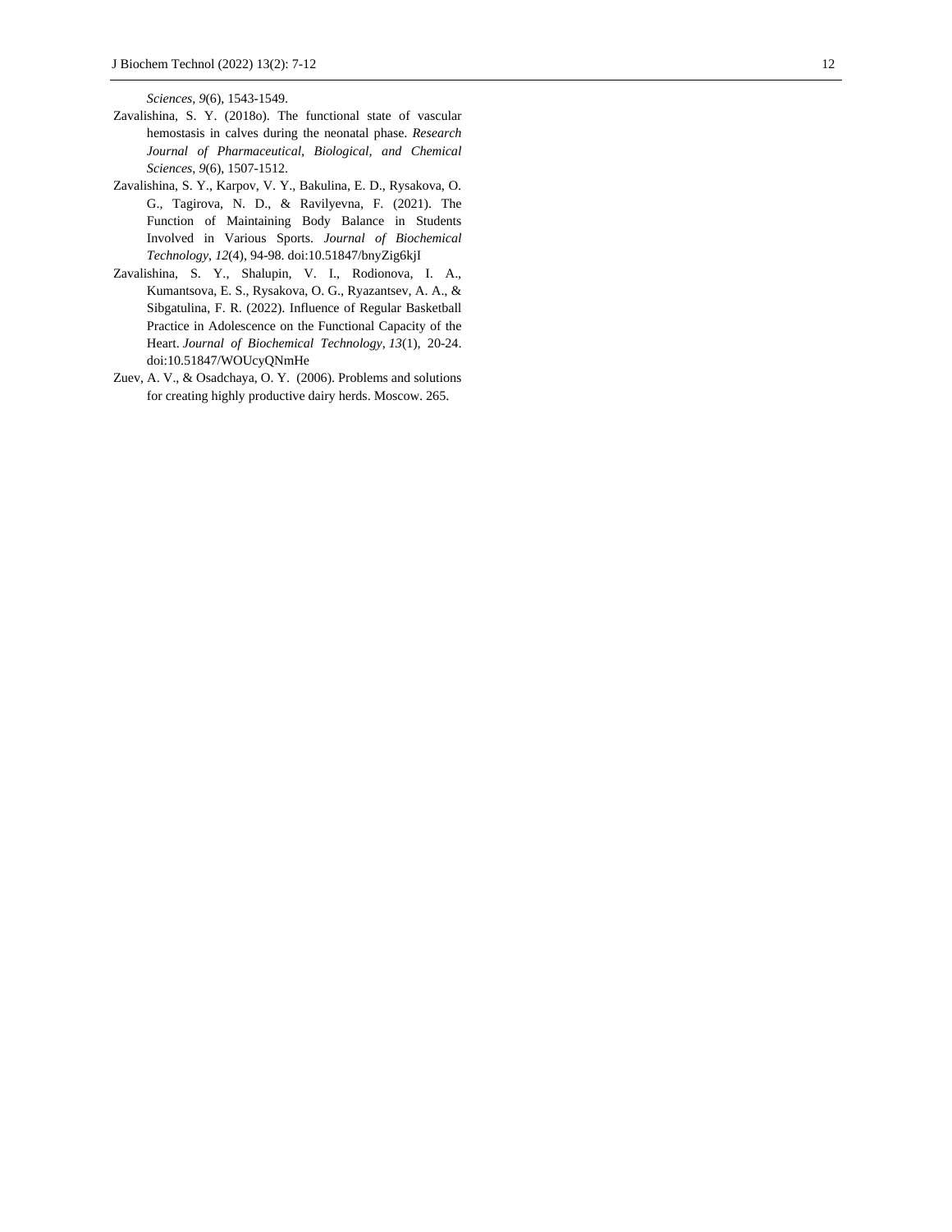*Sciences*, *9*(6), 1543-1549.

Zavalishina, S. Y. (2018o). The functional state of vascular hemostasis in calves during the neonatal phase. *Research Journal of Pharmaceutical, Biological, and Chemical Sciences*, *9*(6), 1507-1512.

Zavalishina, S. Y., Karpov, V. Y., Bakulina, E. D., Rysakova, O. G., Tagirova, N. D., & Ravilyevna, F. (2021). The Function of Maintaining Body Balance in Students Involved in Various Sports. *Journal of Biochemical Technology*, *12*(4), 94-98. doi:10.51847/bnyZig6kjI

Zavalishina, S. Y., Shalupin, V. I., Rodionova, I. A., Kumantsova, E. S., Rysakova, O. G., Ryazantsev, A. A., & Sibgatulina, F. R. (2022). Influence of Regular Basketball Practice in Adolescence on the Functional Capacity of the Heart. *Journal of Biochemical Technology*, *13*(1), 20-24. doi:10.51847/WOUcyQNmHe

Zuev, A. V., & Osadchaya, O. Y. (2006). Problems and solutions for creating highly productive dairy herds. Moscow. 265.